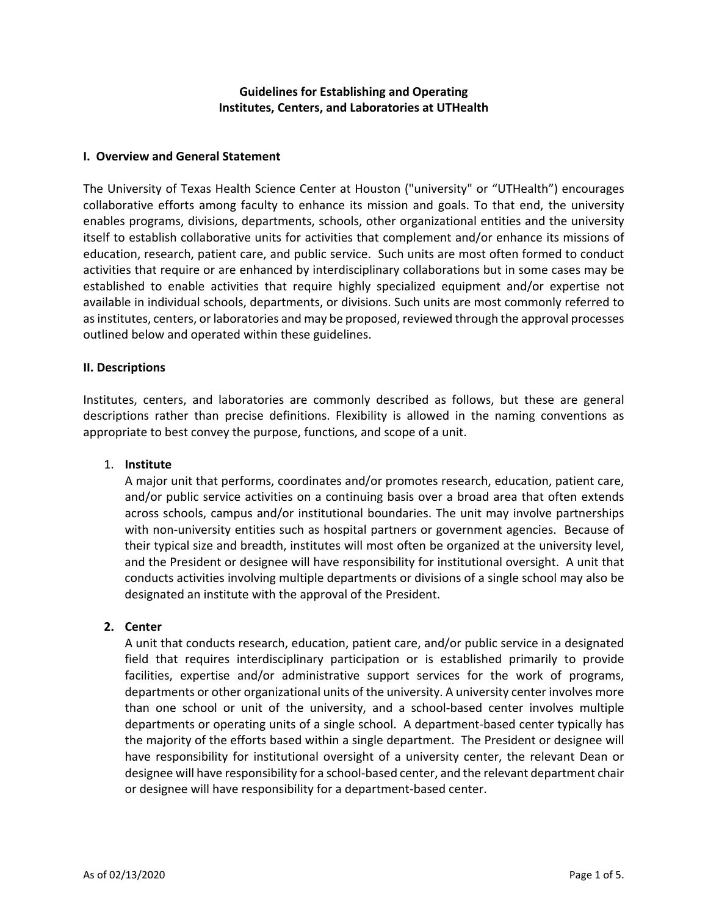# Guidelines for Establishing and Operating Institutes, Centers, and Laboratories at UTHealth

## I. Overview and General Statement

The University of Texas Health Science Center at Houston ("university" or "UTHealth") encourages collaborative efforts among faculty to enhance its mission and goals. To that end, the university enables programs, divisions, departments, schools, other organizational entities and the university itself to establish collaborative units for activities that complement and/or enhance its missions of education, research, patient care, and public service. Such units are most often formed to conduct activities that require or are enhanced by interdisciplinary collaborations but in some cases may be established to enable activities that require highly specialized equipment and/or expertise not available in individual schools, departments, or divisions. Such units are most commonly referred to as institutes, centers, or laboratories and may be proposed, reviewed through the approval processes outlined below and operated within these guidelines.

## II. Descriptions

Institutes, centers, and laboratories are commonly described as follows, but these are general descriptions rather than precise definitions. Flexibility is allowed in the naming conventions as appropriate to best convey the purpose, functions, and scope of a unit.

1. **Institute**
   A major unit that performs, coordinates and/or promotes research, education, patient care, and/or public service activities on a continuing basis over a broad area that often extends across schools, campus and/or institutional boundaries. The unit may involve partnerships with non-university entities such as hospital partners or government agencies. Because of their typical size and breadth, institutes will most often be organized at the university level, and the President or designee will have responsibility for institutional oversight. A unit that conducts activities involving multiple departments or divisions of a single school may also be designated an institute with the approval of the President.

2. **Center**
   A unit that conducts research, education, patient care, and/or public service in a designated field that requires interdisciplinary participation or is established primarily to provide facilities, expertise and/or administrative support services for the work of programs, departments or other organizational units of the university. A university center involves more than one school or unit of the university, and a school-based center involves multiple departments or operating units of a single school. A department-based center typically has the majority of the efforts based within a single department. The President or designee will have responsibility for institutional oversight of a university center, the relevant Dean or designee will have responsibility for a school-based center, and the relevant department chair or designee will have responsibility for a department-based center.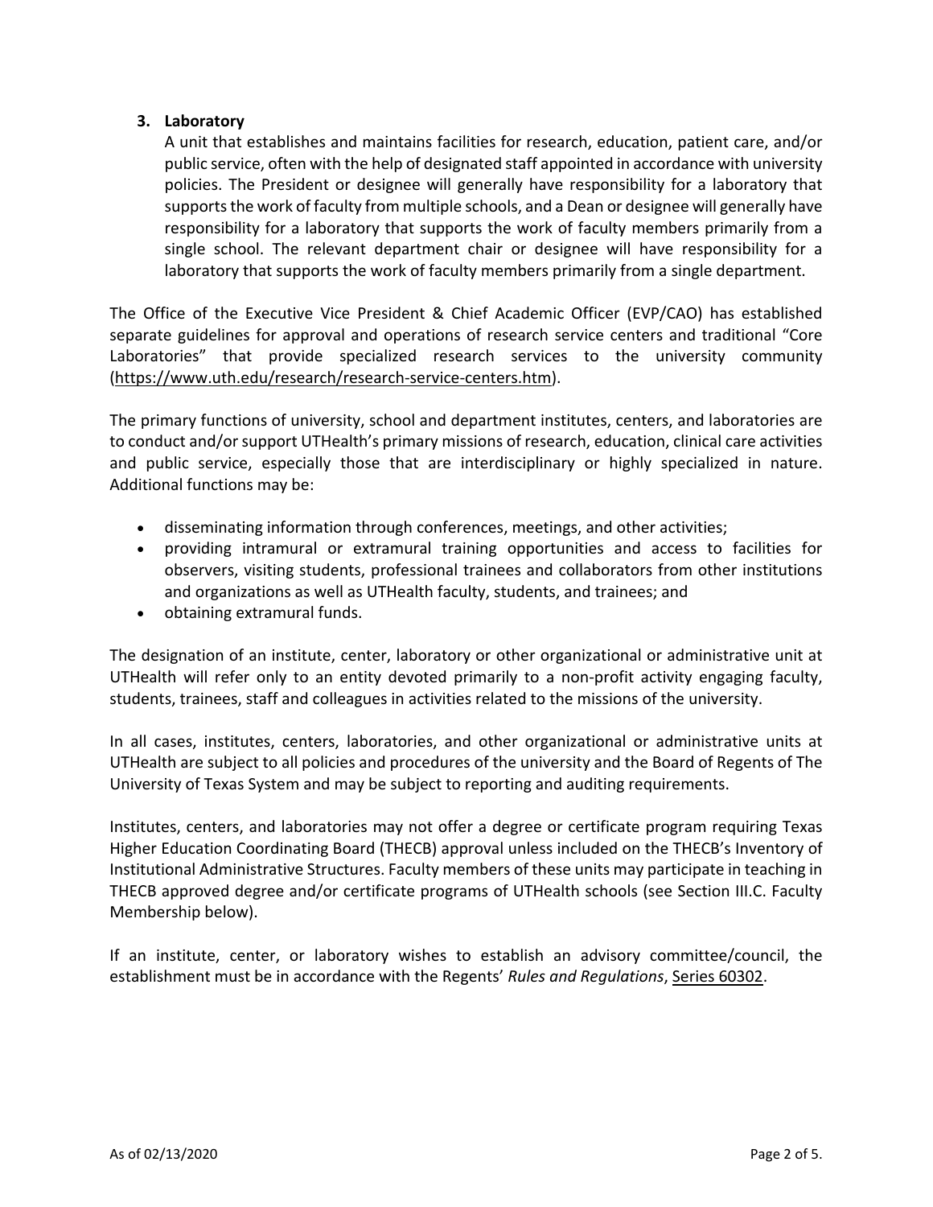3. **Laboratory**

   A unit that establishes and maintains facilities for research, education, patient care, and/or public service, often with the help of designated staff appointed in accordance with university policies. The President or designee will generally have responsibility for a laboratory that supports the work of faculty from multiple schools, and a Dean or designee will generally have responsibility for a laboratory that supports the work of faculty members primarily from a single school. The relevant department chair or designee will have responsibility for a laboratory that supports the work of faculty members primarily from a single department.

The Office of the Executive Vice President & Chief Academic Officer (EVP/CAO) has established separate guidelines for approval and operations of research service centers and traditional "Core Laboratories" that provide specialized research services to the university community (https://www.uth.edu/research/research-service-centers.htm).

The primary functions of university, school and department institutes, centers, and laboratories are to conduct and/or support UTHealth's primary missions of research, education, clinical care activities and public service, especially those that are interdisciplinary or highly specialized in nature. Additional functions may be:

- disseminating information through conferences, meetings, and other activities;
- providing intramural or extramural training opportunities and access to facilities for observers, visiting students, professional trainees and collaborators from other institutions and organizations as well as UTHealth faculty, students, and trainees; and
- obtaining extramural funds.

The designation of an institute, center, laboratory or other organizational or administrative unit at UTHealth will refer only to an entity devoted primarily to a non-profit activity engaging faculty, students, trainees, staff and colleagues in activities related to the missions of the university.

In all cases, institutes, centers, laboratories, and other organizational or administrative units at UTHealth are subject to all policies and procedures of the university and the Board of Regents of The University of Texas System and may be subject to reporting and auditing requirements.

Institutes, centers, and laboratories may not offer a degree or certificate program requiring Texas Higher Education Coordinating Board (THECB) approval unless included on the THECB's Inventory of Institutional Administrative Structures. Faculty members of these units may participate in teaching in THECB approved degree and/or certificate programs of UTHealth schools (see Section III.C. Faculty Membership below).

If an institute, center, or laboratory wishes to establish an advisory committee/council, the establishment must be in accordance with the Regents' *Rules and Regulations*, Series 60302.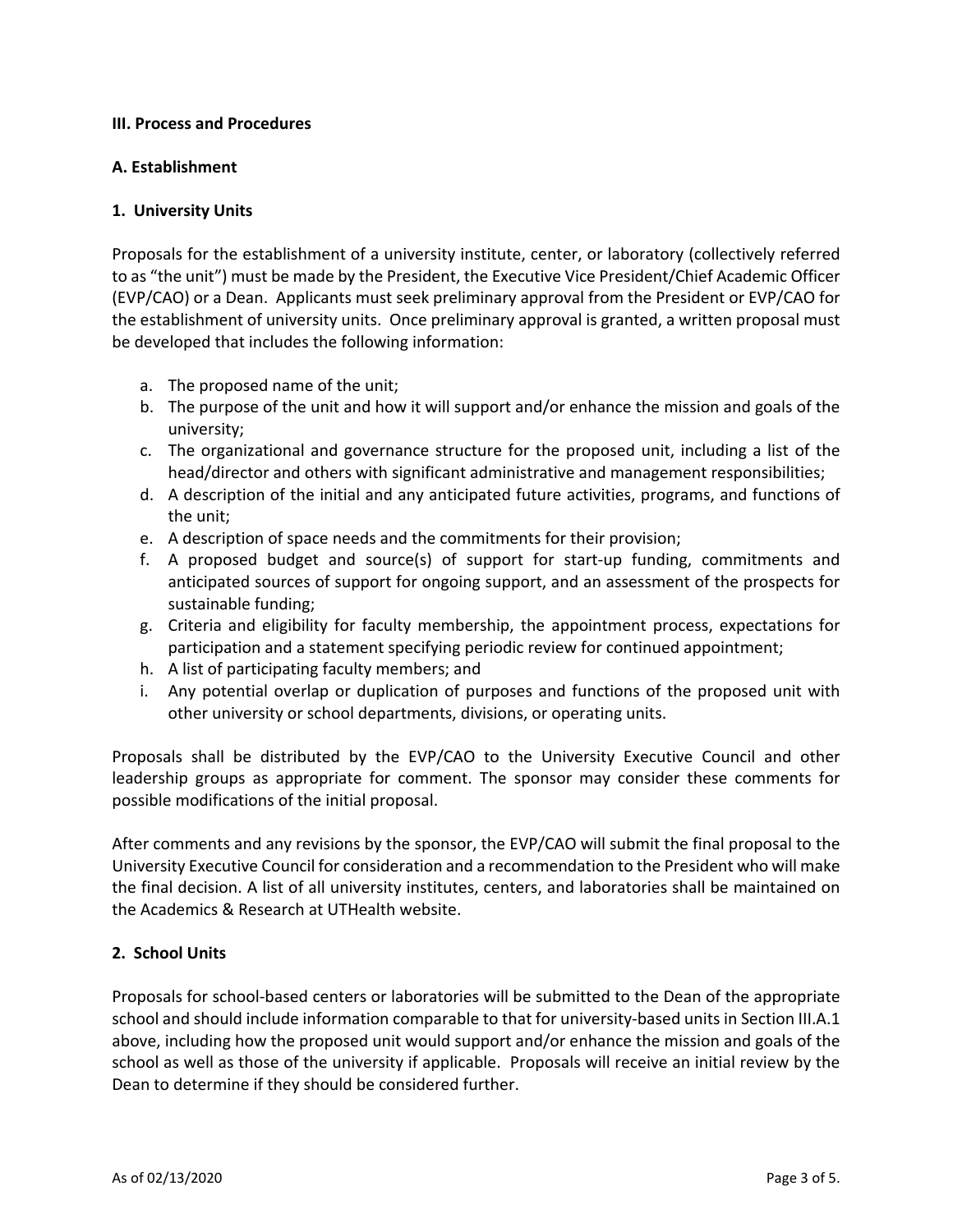**III. Process and Procedures**

**A. Establishment**

**1. University Units**

Proposals for the establishment of a university institute, center, or laboratory (collectively referred to as "the unit") must be made by the President, the Executive Vice President/Chief Academic Officer (EVP/CAO) or a Dean. Applicants must seek preliminary approval from the President or EVP/CAO for the establishment of university units. Once preliminary approval is granted, a written proposal must be developed that includes the following information:

a. The proposed name of the unit;
b. The purpose of the unit and how it will support and/or enhance the mission and goals of the university;
c. The organizational and governance structure for the proposed unit, including a list of the head/director and others with significant administrative and management responsibilities;
d. A description of the initial and any anticipated future activities, programs, and functions of the unit;
e. A description of space needs and the commitments for their provision;
f. A proposed budget and source(s) of support for start-up funding, commitments and anticipated sources of support for ongoing support, and an assessment of the prospects for sustainable funding;
g. Criteria and eligibility for faculty membership, the appointment process, expectations for participation and a statement specifying periodic review for continued appointment;
h. A list of participating faculty members; and
i. Any potential overlap or duplication of purposes and functions of the proposed unit with other university or school departments, divisions, or operating units.

Proposals shall be distributed by the EVP/CAO to the University Executive Council and other leadership groups as appropriate for comment. The sponsor may consider these comments for possible modifications of the initial proposal.

After comments and any revisions by the sponsor, the EVP/CAO will submit the final proposal to the University Executive Council for consideration and a recommendation to the President who will make the final decision. A list of all university institutes, centers, and laboratories shall be maintained on the Academics & Research at UTHealth website.

**2. School Units**

Proposals for school-based centers or laboratories will be submitted to the Dean of the appropriate school and should include information comparable to that for university-based units in Section III.A.1 above, including how the proposed unit would support and/or enhance the mission and goals of the school as well as those of the university if applicable. Proposals will receive an initial review by the Dean to determine if they should be considered further.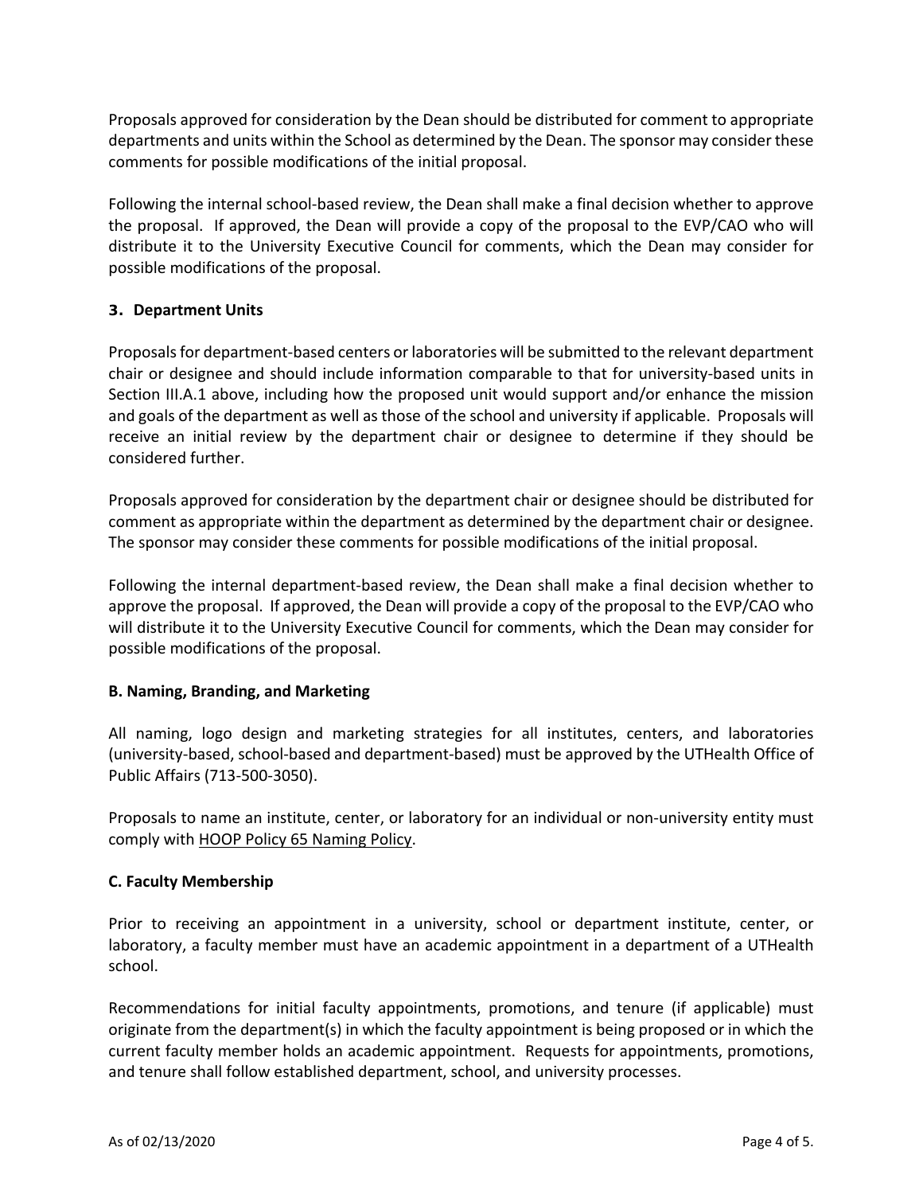Proposals approved for consideration by the Dean should be distributed for comment to appropriate departments and units within the School as determined by the Dean. The sponsor may consider these comments for possible modifications of the initial proposal.

Following the internal school-based review, the Dean shall make a final decision whether to approve the proposal. If approved, the Dean will provide a copy of the proposal to the EVP/CAO who will distribute it to the University Executive Council for comments, which the Dean may consider for possible modifications of the proposal.

### 3. Department Units

Proposals for department-based centers or laboratories will be submitted to the relevant department chair or designee and should include information comparable to that for university-based units in Section III.A.1 above, including how the proposed unit would support and/or enhance the mission and goals of the department as well as those of the school and university if applicable. Proposals will receive an initial review by the department chair or designee to determine if they should be considered further.

Proposals approved for consideration by the department chair or designee should be distributed for comment as appropriate within the department as determined by the department chair or designee. The sponsor may consider these comments for possible modifications of the initial proposal.

Following the internal department-based review, the Dean shall make a final decision whether to approve the proposal. If approved, the Dean will provide a copy of the proposal to the EVP/CAO who will distribute it to the University Executive Council for comments, which the Dean may consider for possible modifications of the proposal.

## B. Naming, Branding, and Marketing

All naming, logo design and marketing strategies for all institutes, centers, and laboratories (university-based, school-based and department-based) must be approved by the UTHealth Office of Public Affairs (713-500-3050).

Proposals to name an institute, center, or laboratory for an individual or non-university entity must comply with HOOP Policy 65 Naming Policy.

## C. Faculty Membership

Prior to receiving an appointment in a university, school or department institute, center, or laboratory, a faculty member must have an academic appointment in a department of a UTHealth school.

Recommendations for initial faculty appointments, promotions, and tenure (if applicable) must originate from the department(s) in which the faculty appointment is being proposed or in which the current faculty member holds an academic appointment. Requests for appointments, promotions, and tenure shall follow established department, school, and university processes.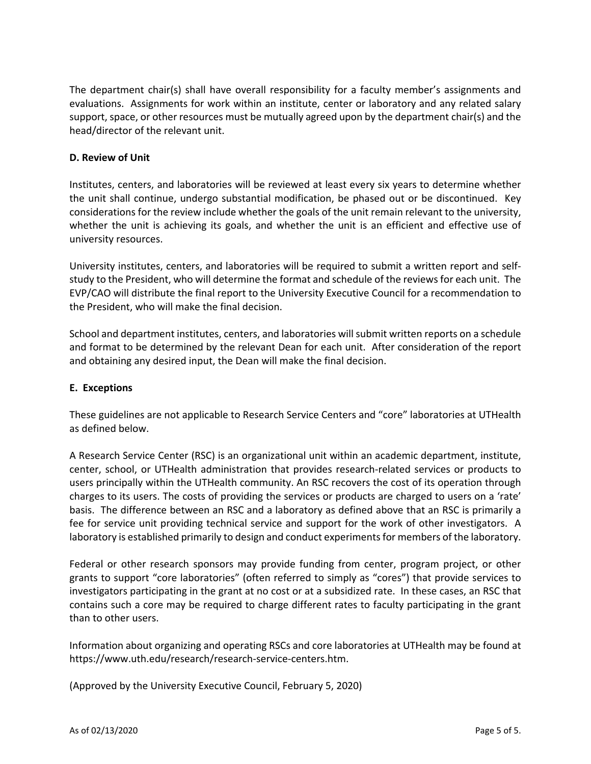The department chair(s) shall have overall responsibility for a faculty member's assignments and evaluations. Assignments for work within an institute, center or laboratory and any related salary support, space, or other resources must be mutually agreed upon by the department chair(s) and the head/director of the relevant unit.

**D. Review of Unit**

Institutes, centers, and laboratories will be reviewed at least every six years to determine whether the unit shall continue, undergo substantial modification, be phased out or be discontinued. Key considerations for the review include whether the goals of the unit remain relevant to the university, whether the unit is achieving its goals, and whether the unit is an efficient and effective use of university resources.

University institutes, centers, and laboratories will be required to submit a written report and self-study to the President, who will determine the format and schedule of the reviews for each unit. The EVP/CAO will distribute the final report to the University Executive Council for a recommendation to the President, who will make the final decision.

School and department institutes, centers, and laboratories will submit written reports on a schedule and format to be determined by the relevant Dean for each unit. After consideration of the report and obtaining any desired input, the Dean will make the final decision.

**E. Exceptions**

These guidelines are not applicable to Research Service Centers and "core" laboratories at UTHealth as defined below.

A Research Service Center (RSC) is an organizational unit within an academic department, institute, center, school, or UTHealth administration that provides research-related services or products to users principally within the UTHealth community. An RSC recovers the cost of its operation through charges to its users. The costs of providing the services or products are charged to users on a 'rate' basis. The difference between an RSC and a laboratory as defined above that an RSC is primarily a fee for service unit providing technical service and support for the work of other investigators. A laboratory is established primarily to design and conduct experiments for members of the laboratory.

Federal or other research sponsors may provide funding from center, program project, or other grants to support "core laboratories" (often referred to simply as "cores") that provide services to investigators participating in the grant at no cost or at a subsidized rate. In these cases, an RSC that contains such a core may be required to charge different rates to faculty participating in the grant than to other users.

Information about organizing and operating RSCs and core laboratories at UTHealth may be found at https://www.uth.edu/research/research-service-centers.htm.

(Approved by the University Executive Council, February 5, 2020)

As of 02/13/2020